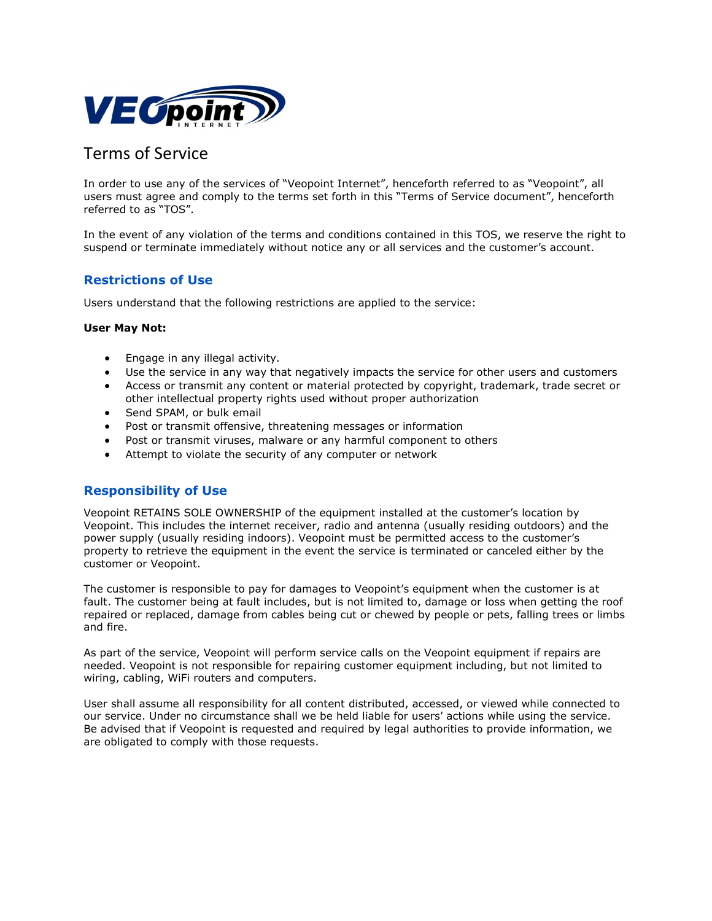# Terms of Service

In order to use any of the services of "Veopoint Internet", henceforth referred to as "Veopoint", all users must agree and comply to the terms set forth in this "Terms of Service document", henceforth referred to as "TOS".

In the event of any violation of the terms and conditions contained in this TOS, we reserve the right to suspend or terminate immediately without notice any or all services and the customer's account.

## Restrictions of Use

Users understand that the following restrictions are applied to the service:

**User May Not:**

- Engage in any illegal activity.
- Use the service in any way that negatively impacts the service for other users and customers
- Access or transmit any content or material protected by copyright, trademark, trade secret or other intellectual property rights used without proper authorization
- Send SPAM, or bulk email
- Post or transmit offensive, threatening messages or information
- Post or transmit viruses, malware or any harmful component to others
- Attempt to violate the security of any computer or network

## Responsibility of Use

Veopoint RETAINS SOLE OWNERSHIP of the equipment installed at the customer's location by Veopoint. This includes the internet receiver, radio and antenna (usually residing outdoors) and the power supply (usually residing indoors). Veopoint must be permitted access to the customer's property to retrieve the equipment in the event the service is terminated or canceled either by the customer or Veopoint.

The customer is responsible to pay for damages to Veopoint's equipment when the customer is at fault. The customer being at fault includes, but is not limited to, damage or loss when getting the roof repaired or replaced, damage from cables being cut or chewed by people or pets, falling trees or limbs and fire.

As part of the service, Veopoint will perform service calls on the Veopoint equipment if repairs are needed. Veopoint is not responsible for repairing customer equipment including, but not limited to wiring, cabling, WiFi routers and computers.

User shall assume all responsibility for all content distributed, accessed, or viewed while connected to our service. Under no circumstance shall we be held liable for users' actions while using the service. Be advised that if Veopoint is requested and required by legal authorities to provide information, we are obligated to comply with those requests.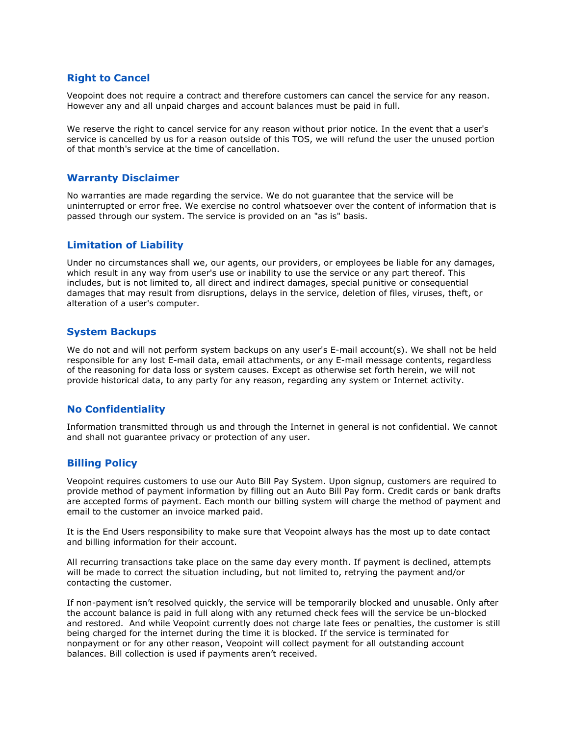## Right to Cancel

Veopoint does not require a contract and therefore customers can cancel the service for any reason. However any and all unpaid charges and account balances must be paid in full.

We reserve the right to cancel service for any reason without prior notice. In the event that a user's service is cancelled by us for a reason outside of this TOS, we will refund the user the unused portion of that month's service at the time of cancellation.

## Warranty Disclaimer

No warranties are made regarding the service. We do not guarantee that the service will be uninterrupted or error free. We exercise no control whatsoever over the content of information that is passed through our system. The service is provided on an "as is" basis.

## Limitation of Liability

Under no circumstances shall we, our agents, our providers, or employees be liable for any damages, which result in any way from user's use or inability to use the service or any part thereof. This includes, but is not limited to, all direct and indirect damages, special punitive or consequential damages that may result from disruptions, delays in the service, deletion of files, viruses, theft, or alteration of a user's computer.

## System Backups

We do not and will not perform system backups on any user's E-mail account(s). We shall not be held responsible for any lost E-mail data, email attachments, or any E-mail message contents, regardless of the reasoning for data loss or system causes. Except as otherwise set forth herein, we will not provide historical data, to any party for any reason, regarding any system or Internet activity.

## No Confidentiality

Information transmitted through us and through the Internet in general is not confidential. We cannot and shall not guarantee privacy or protection of any user.

## Billing Policy

Veopoint requires customers to use our Auto Bill Pay System. Upon signup, customers are required to provide method of payment information by filling out an Auto Bill Pay form. Credit cards or bank drafts are accepted forms of payment. Each month our billing system will charge the method of payment and email to the customer an invoice marked paid.

It is the End Users responsibility to make sure that Veopoint always has the most up to date contact and billing information for their account.

All recurring transactions take place on the same day every month. If payment is declined, attempts will be made to correct the situation including, but not limited to, retrying the payment and/or contacting the customer.

If non-payment isn't resolved quickly, the service will be temporarily blocked and unusable. Only after the account balance is paid in full along with any returned check fees will the service be un-blocked and restored. And while Veopoint currently does not charge late fees or penalties, the customer is still being charged for the internet during the time it is blocked. If the service is terminated for nonpayment or for any other reason, Veopoint will collect payment for all outstanding account balances. Bill collection is used if payments aren't received.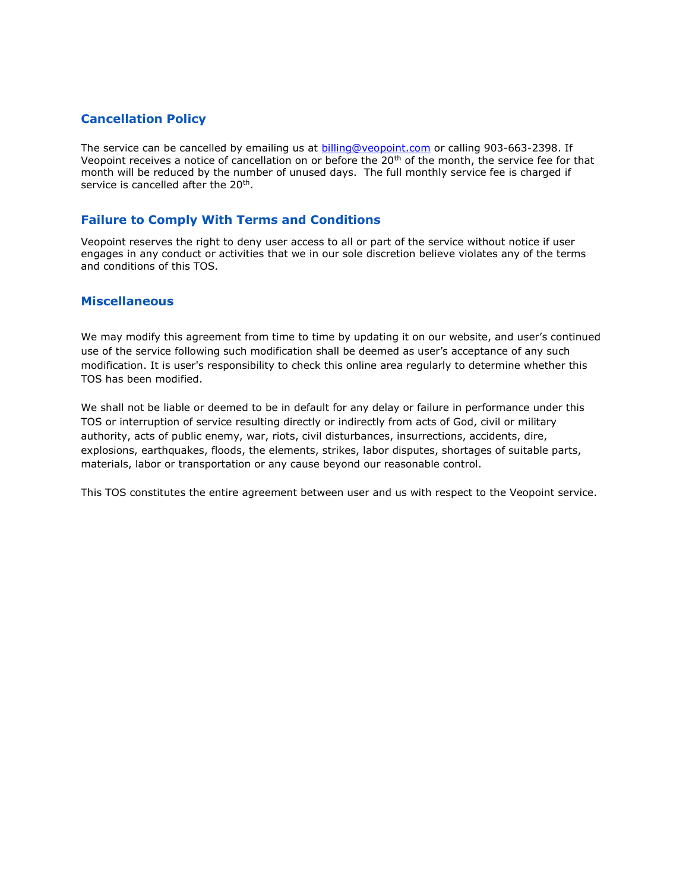## Cancellation Policy

The service can be cancelled by emailing us at billing@veopoint.com or calling 903-663-2398. If Veopoint receives a notice of cancellation on or before the 20th of the month, the service fee for that month will be reduced by the number of unused days. The full monthly service fee is charged if service is cancelled after the 20th.

## Failure to Comply With Terms and Conditions

Veopoint reserves the right to deny user access to all or part of the service without notice if user engages in any conduct or activities that we in our sole discretion believe violates any of the terms and conditions of this TOS.

## Miscellaneous

We may modify this agreement from time to time by updating it on our website, and user's continued use of the service following such modification shall be deemed as user's acceptance of any such modification. It is user's responsibility to check this online area regularly to determine whether this TOS has been modified.

We shall not be liable or deemed to be in default for any delay or failure in performance under this TOS or interruption of service resulting directly or indirectly from acts of God, civil or military authority, acts of public enemy, war, riots, civil disturbances, insurrections, accidents, dire, explosions, earthquakes, floods, the elements, strikes, labor disputes, shortages of suitable parts, materials, labor or transportation or any cause beyond our reasonable control.

This TOS constitutes the entire agreement between user and us with respect to the Veopoint service.